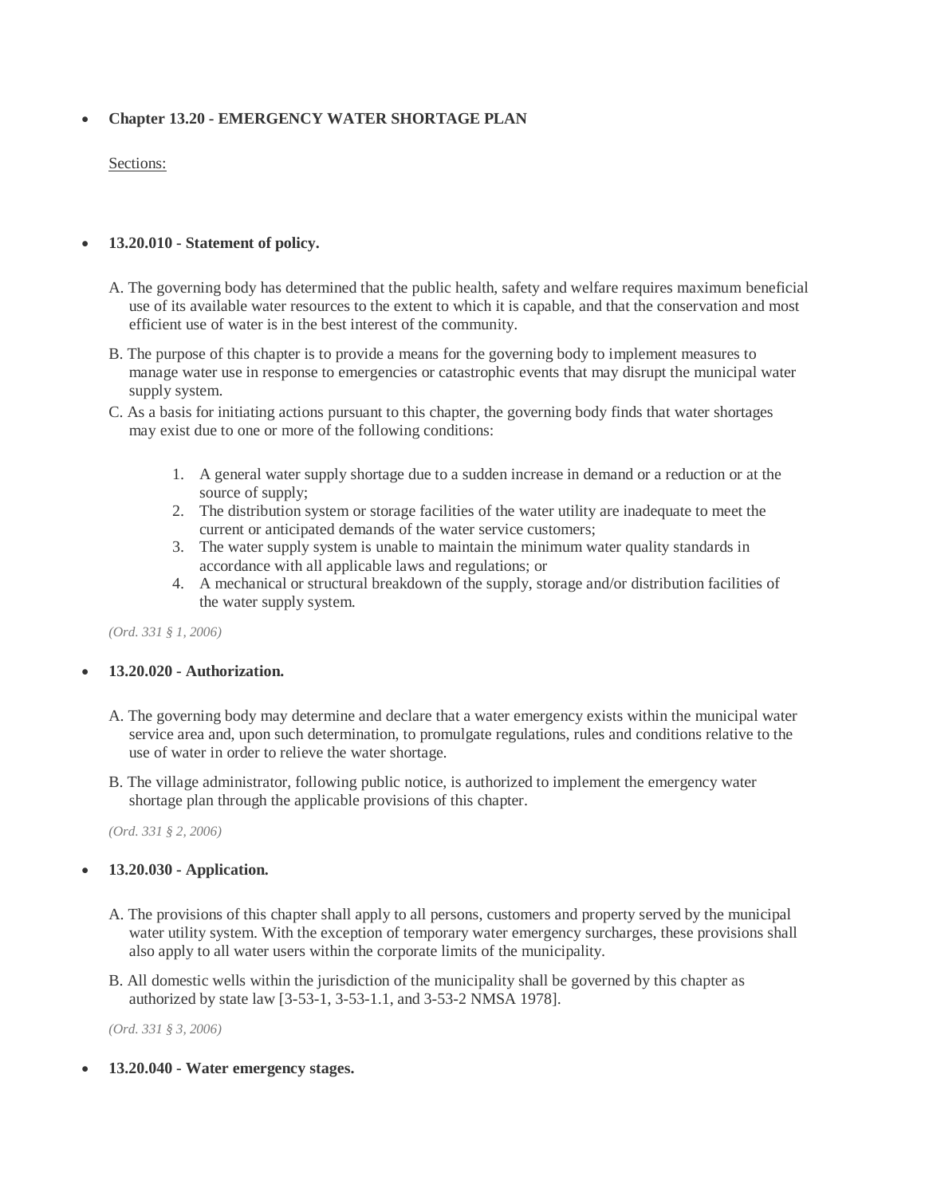- **Chapter 13.20 - EMERGENCY WATER SHORTAGE PLAN**

Sections:

- **13.20.010 - Statement of policy.**

A. The governing body has determined that the public health, safety and welfare requires maximum beneficial use of its available water resources to the extent to which it is capable, and that the conservation and most efficient use of water is in the best interest of the community.

B. The purpose of this chapter is to provide a means for the governing body to implement measures to manage water use in response to emergencies or catastrophic events that may disrupt the municipal water supply system.

C. As a basis for initiating actions pursuant to this chapter, the governing body finds that water shortages may exist due to one or more of the following conditions:

1. A general water supply shortage due to a sudden increase in demand or a reduction or at the source of supply;
2. The distribution system or storage facilities of the water utility are inadequate to meet the current or anticipated demands of the water service customers;
3. The water supply system is unable to maintain the minimum water quality standards in accordance with all applicable laws and regulations; or
4. A mechanical or structural breakdown of the supply, storage and/or distribution facilities of the water supply system.

*(Ord. 331 § 1, 2006)*

- **13.20.020 - Authorization.**

A. The governing body may determine and declare that a water emergency exists within the municipal water service area and, upon such determination, to promulgate regulations, rules and conditions relative to the use of water in order to relieve the water shortage.

B. The village administrator, following public notice, is authorized to implement the emergency water shortage plan through the applicable provisions of this chapter.

*(Ord. 331 § 2, 2006)*

- **13.20.030 - Application.**

A. The provisions of this chapter shall apply to all persons, customers and property served by the municipal water utility system. With the exception of temporary water emergency surcharges, these provisions shall also apply to all water users within the corporate limits of the municipality.

B. All domestic wells within the jurisdiction of the municipality shall be governed by this chapter as authorized by state law [3-53-1, 3-53-1.1, and 3-53-2 NMSA 1978].

*(Ord. 331 § 3, 2006)*

- **13.20.040 - Water emergency stages.**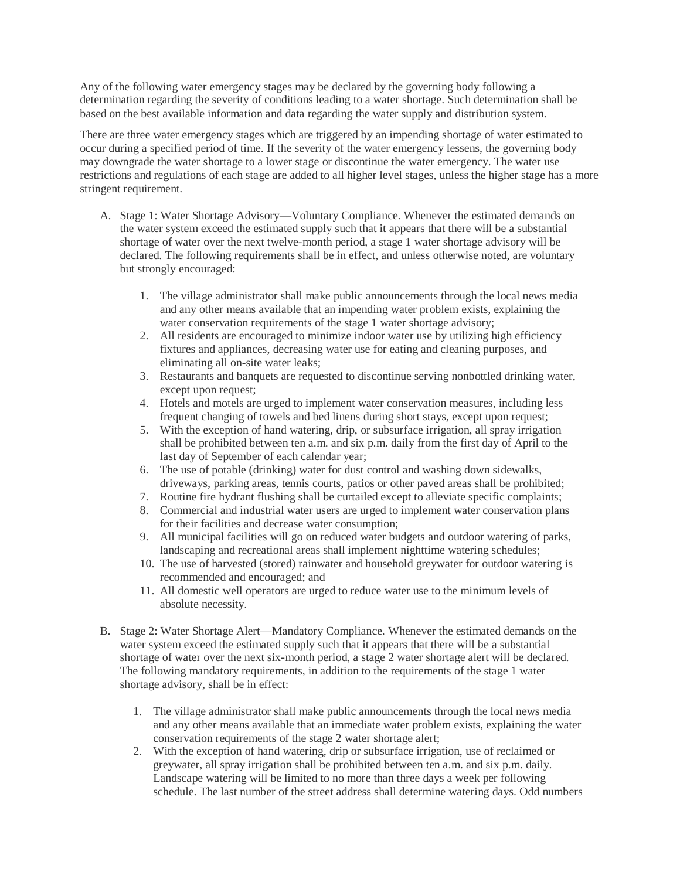Any of the following water emergency stages may be declared by the governing body following a determination regarding the severity of conditions leading to a water shortage. Such determination shall be based on the best available information and data regarding the water supply and distribution system.

There are three water emergency stages which are triggered by an impending shortage of water estimated to occur during a specified period of time. If the severity of the water emergency lessens, the governing body may downgrade the water shortage to a lower stage or discontinue the water emergency. The water use restrictions and regulations of each stage are added to all higher level stages, unless the higher stage has a more stringent requirement.

A. Stage 1: Water Shortage Advisory—Voluntary Compliance. Whenever the estimated demands on the water system exceed the estimated supply such that it appears that there will be a substantial shortage of water over the next twelve-month period, a stage 1 water shortage advisory will be declared. The following requirements shall be in effect, and unless otherwise noted, are voluntary but strongly encouraged:

    1. The village administrator shall make public announcements through the local news media and any other means available that an impending water problem exists, explaining the water conservation requirements of the stage 1 water shortage advisory;
    2. All residents are encouraged to minimize indoor water use by utilizing high efficiency fixtures and appliances, decreasing water use for eating and cleaning purposes, and eliminating all on-site water leaks;
    3. Restaurants and banquets are requested to discontinue serving nonbottled drinking water, except upon request;
    4. Hotels and motels are urged to implement water conservation measures, including less frequent changing of towels and bed linens during short stays, except upon request;
    5. With the exception of hand watering, drip, or subsurface irrigation, all spray irrigation shall be prohibited between ten a.m. and six p.m. daily from the first day of April to the last day of September of each calendar year;
    6. The use of potable (drinking) water for dust control and washing down sidewalks, driveways, parking areas, tennis courts, patios or other paved areas shall be prohibited;
    7. Routine fire hydrant flushing shall be curtailed except to alleviate specific complaints;
    8. Commercial and industrial water users are urged to implement water conservation plans for their facilities and decrease water consumption;
    9. All municipal facilities will go on reduced water budgets and outdoor watering of parks, landscaping and recreational areas shall implement nighttime watering schedules;
    10. The use of harvested (stored) rainwater and household greywater for outdoor watering is recommended and encouraged; and
    11. All domestic well operators are urged to reduce water use to the minimum levels of absolute necessity.

B. Stage 2: Water Shortage Alert—Mandatory Compliance. Whenever the estimated demands on the water system exceed the estimated supply such that it appears that there will be a substantial shortage of water over the next six-month period, a stage 2 water shortage alert will be declared. The following mandatory requirements, in addition to the requirements of the stage 1 water shortage advisory, shall be in effect:

    1. The village administrator shall make public announcements through the local news media and any other means available that an immediate water problem exists, explaining the water conservation requirements of the stage 2 water shortage alert;
    2. With the exception of hand watering, drip or subsurface irrigation, use of reclaimed or greywater, all spray irrigation shall be prohibited between ten a.m. and six p.m. daily. Landscape watering will be limited to no more than three days a week per following schedule. The last number of the street address shall determine watering days. Odd numbers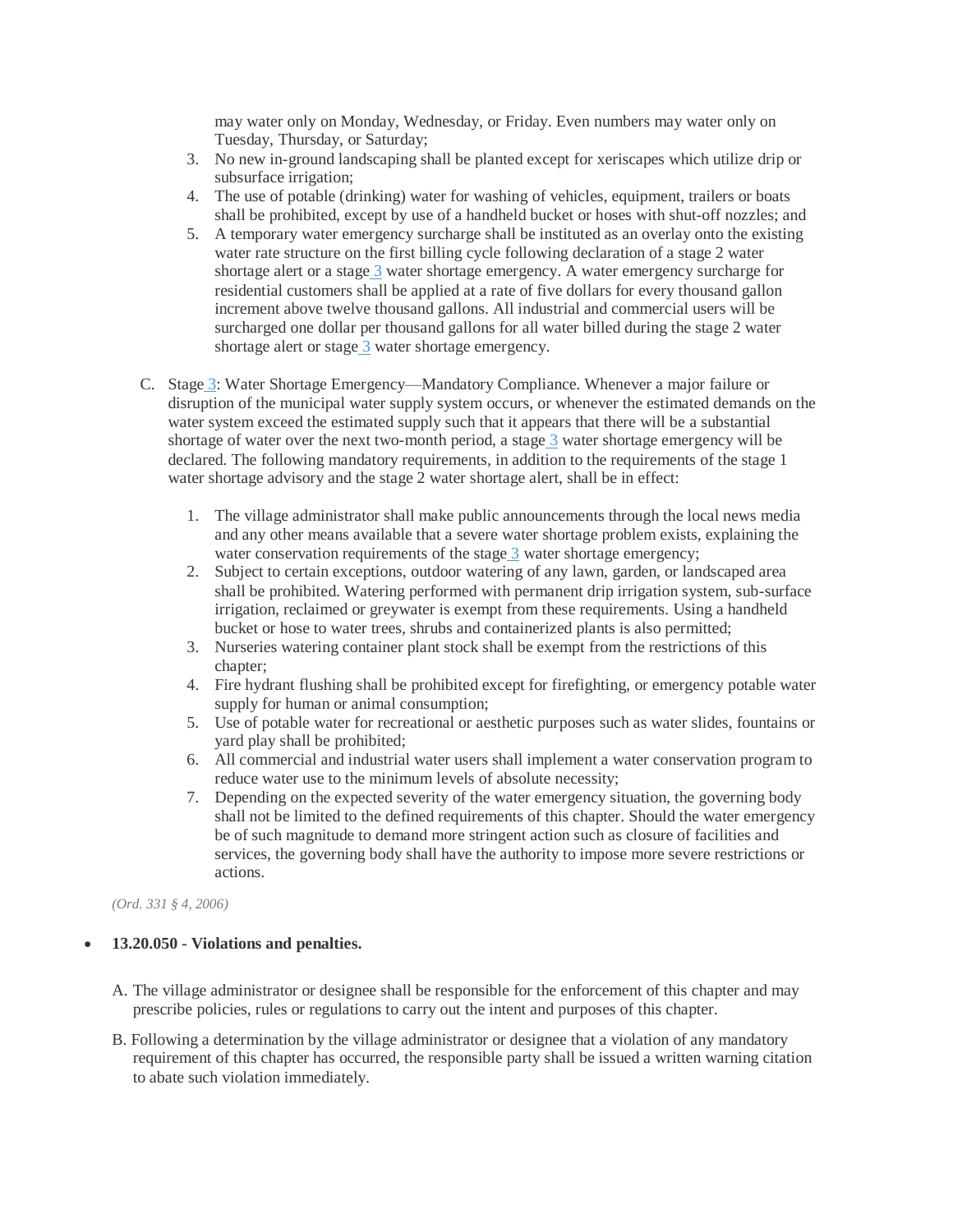may water only on Monday, Wednesday, or Friday. Even numbers may water only on Tuesday, Thursday, or Saturday;

3. No new in-ground landscaping shall be planted except for xeriscapes which utilize drip or subsurface irrigation;
4. The use of potable (drinking) water for washing of vehicles, equipment, trailers or boats shall be prohibited, except by use of a handheld bucket or hoses with shut-off nozzles; and
5. A temporary water emergency surcharge shall be instituted as an overlay onto the existing water rate structure on the first billing cycle following declaration of a stage 2 water shortage alert or a stage 3 water shortage emergency. A water emergency surcharge for residential customers shall be applied at a rate of five dollars for every thousand gallon increment above twelve thousand gallons. All industrial and commercial users will be surcharged one dollar per thousand gallons for all water billed during the stage 2 water shortage alert or stage 3 water shortage emergency.

C. Stage 3: Water Shortage Emergency—Mandatory Compliance. Whenever a major failure or disruption of the municipal water supply system occurs, or whenever the estimated demands on the water system exceed the estimated supply such that it appears that there will be a substantial shortage of water over the next two-month period, a stage 3 water shortage emergency will be declared. The following mandatory requirements, in addition to the requirements of the stage 1 water shortage advisory and the stage 2 water shortage alert, shall be in effect:

1. The village administrator shall make public announcements through the local news media and any other means available that a severe water shortage problem exists, explaining the water conservation requirements of the stage 3 water shortage emergency;
2. Subject to certain exceptions, outdoor watering of any lawn, garden, or landscaped area shall be prohibited. Watering performed with permanent drip irrigation system, sub-surface irrigation, reclaimed or greywater is exempt from these requirements. Using a handheld bucket or hose to water trees, shrubs and containerized plants is also permitted;
3. Nurseries watering container plant stock shall be exempt from the restrictions of this chapter;
4. Fire hydrant flushing shall be prohibited except for firefighting, or emergency potable water supply for human or animal consumption;
5. Use of potable water for recreational or aesthetic purposes such as water slides, fountains or yard play shall be prohibited;
6. All commercial and industrial water users shall implement a water conservation program to reduce water use to the minimum levels of absolute necessity;
7. Depending on the expected severity of the water emergency situation, the governing body shall not be limited to the defined requirements of this chapter. Should the water emergency be of such magnitude to demand more stringent action such as closure of facilities and services, the governing body shall have the authority to impose more severe restrictions or actions.

*(Ord. 331 § 4, 2006)*

- **13.20.050 - Violations and penalties.**

A. The village administrator or designee shall be responsible for the enforcement of this chapter and may prescribe policies, rules or regulations to carry out the intent and purposes of this chapter.

B. Following a determination by the village administrator or designee that a violation of any mandatory requirement of this chapter has occurred, the responsible party shall be issued a written warning citation to abate such violation immediately.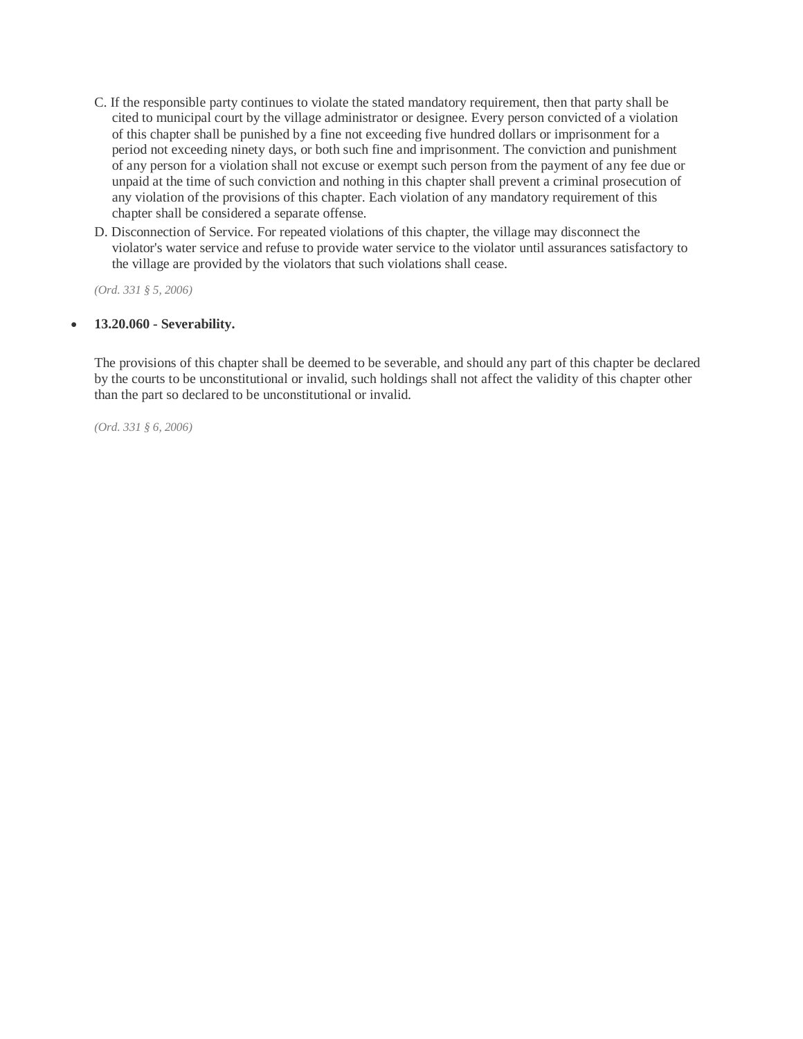C. If the responsible party continues to violate the stated mandatory requirement, then that party shall be cited to municipal court by the village administrator or designee. Every person convicted of a violation of this chapter shall be punished by a fine not exceeding five hundred dollars or imprisonment for a period not exceeding ninety days, or both such fine and imprisonment. The conviction and punishment of any person for a violation shall not excuse or exempt such person from the payment of any fee due or unpaid at the time of such conviction and nothing in this chapter shall prevent a criminal prosecution of any violation of the provisions of this chapter. Each violation of any mandatory requirement of this chapter shall be considered a separate offense.

D. Disconnection of Service. For repeated violations of this chapter, the village may disconnect the violator's water service and refuse to provide water service to the violator until assurances satisfactory to the village are provided by the violators that such violations shall cease.

*(Ord. 331 § 5, 2006)*

- **13.20.060 - Severability.**

The provisions of this chapter shall be deemed to be severable, and should any part of this chapter be declared by the courts to be unconstitutional or invalid, such holdings shall not affect the validity of this chapter other than the part so declared to be unconstitutional or invalid.

*(Ord. 331 § 6, 2006)*